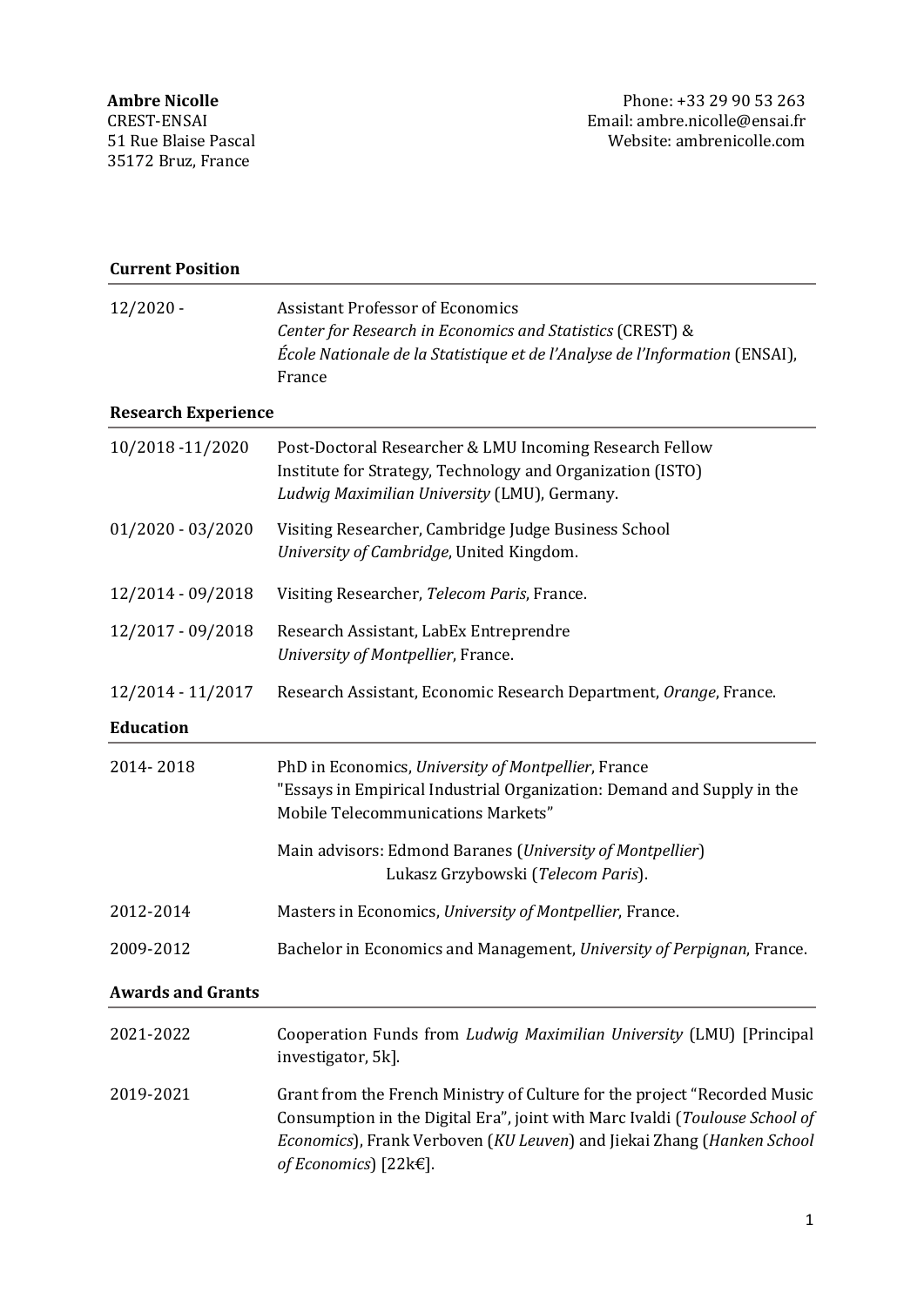**Ambre Nicolle**
CREST-ENSAI
51 Rue Blaise Pascal
35172 Bruz, France

Phone: +33 29 90 53 263
Email: ambre.nicolle@ensai.fr
Website: ambrenicolle.com

## Current Position

12/2020 - Assistant Professor of Economics
*Center for Research in Economics and Statistics* (CREST) &
*École Nationale de la Statistique et de l'Analyse de l'Information* (ENSAI), France

## Research Experience

10/2018 -11/2020 Post-Doctoral Researcher & LMU Incoming Research Fellow
Institute for Strategy, Technology and Organization (ISTO)
*Ludwig Maximilian University* (LMU), Germany.

01/2020 - 03/2020 Visiting Researcher, Cambridge Judge Business School
*University of Cambridge*, United Kingdom.

12/2014 - 09/2018 Visiting Researcher, *Telecom Paris*, France.

12/2017 - 09/2018 Research Assistant, LabEx Entreprendre
*University of Montpellier*, France.

12/2014 - 11/2017 Research Assistant, Economic Research Department, *Orange*, France.

## Education

2014- 2018 PhD in Economics, *University of Montpellier*, France
"Essays in Empirical Industrial Organization: Demand and Supply in the Mobile Telecommunications Markets"

Main advisors: Edmond Baranes (*University of Montpellier*)
Lukasz Grzybowski (*Telecom Paris*).

2012-2014 Masters in Economics, *University of Montpellier*, France.

2009-2012 Bachelor in Economics and Management, *University of Perpignan*, France.

## Awards and Grants

2021-2022 Cooperation Funds from *Ludwig Maximilian University* (LMU) [Principal investigator, 5k].

2019-2021 Grant from the French Ministry of Culture for the project "Recorded Music Consumption in the Digital Era", joint with Marc Ivaldi (*Toulouse School of Economics*), Frank Verboven (*KU Leuven*) and Jiekai Zhang (*Hanken School of Economics*) [22k€].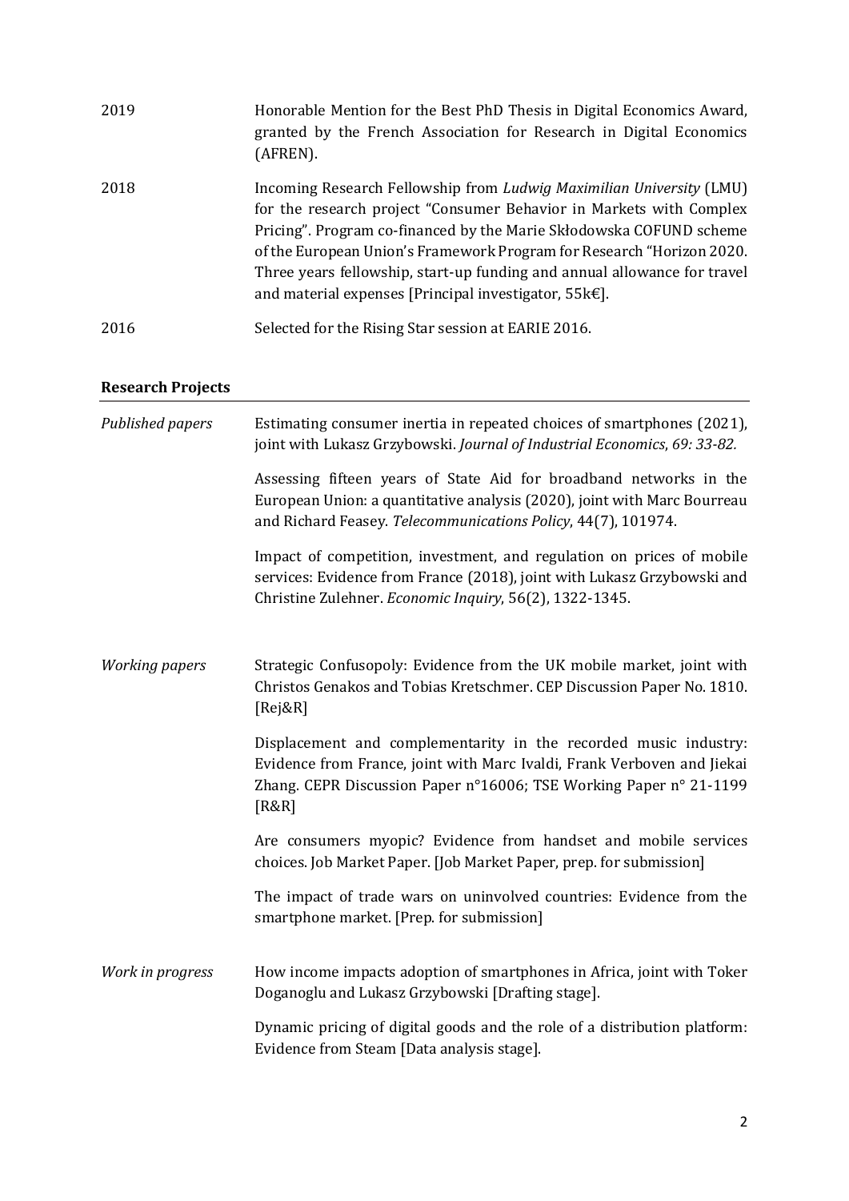| | |
|---|---|
| 2019 | Honorable Mention for the Best PhD Thesis in Digital Economics Award, granted by the French Association for Research in Digital Economics (AFREN). |
| 2018 | Incoming Research Fellowship from *Ludwig Maximilian University* (LMU) for the research project "Consumer Behavior in Markets with Complex Pricing". Program co-financed by the Marie Skłodowska COFUND scheme of the European Union's Framework Program for Research "Horizon 2020. Three years fellowship, start-up funding and annual allowance for travel and material expenses [Principal investigator, 55k€]. |
| 2016 | Selected for the Rising Star session at EARIE 2016. |

## Research Projects

| | |
|---|---|
| *Published papers* | Estimating consumer inertia in repeated choices of smartphones (2021), joint with Lukasz Grzybowski. *Journal of Industrial Economics, 69: 33-82.* |
| | Assessing fifteen years of State Aid for broadband networks in the European Union: a quantitative analysis (2020), joint with Marc Bourreau and Richard Feasey. *Telecommunications Policy*, 44(7), 101974. |
| | Impact of competition, investment, and regulation on prices of mobile services: Evidence from France (2018), joint with Lukasz Grzybowski and Christine Zulehner. *Economic Inquiry*, 56(2), 1322-1345. |
| *Working papers* | Strategic Confusopoly: Evidence from the UK mobile market, joint with Christos Genakos and Tobias Kretschmer. CEP Discussion Paper No. 1810. [Rej&R] |
| | Displacement and complementarity in the recorded music industry: Evidence from France, joint with Marc Ivaldi, Frank Verboven and Jiekai Zhang. CEPR Discussion Paper n°16006; TSE Working Paper n° 21-1199 [R&R] |
| | Are consumers myopic? Evidence from handset and mobile services choices. Job Market Paper. [Job Market Paper, prep. for submission] |
| | The impact of trade wars on uninvolved countries: Evidence from the smartphone market. [Prep. for submission] |
| *Work in progress* | How income impacts adoption of smartphones in Africa, joint with Toker Doganoglu and Lukasz Grzybowski [Drafting stage]. |
| | Dynamic pricing of digital goods and the role of a distribution platform: Evidence from Steam [Data analysis stage]. |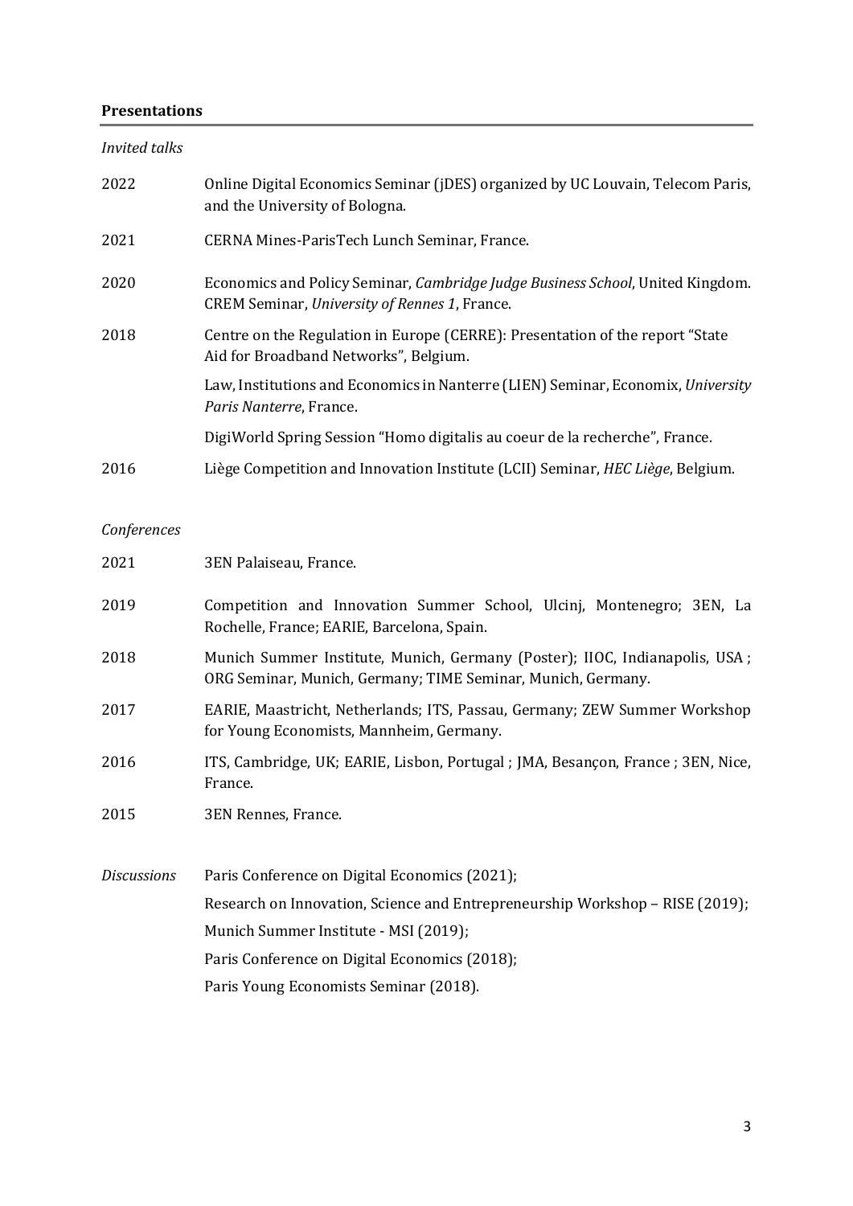## Presentations

*Invited talks*

2022 — Online Digital Economics Seminar (jDES) organized by UC Louvain, Telecom Paris, and the University of Bologna.

2021 — CERNA Mines-ParisTech Lunch Seminar, France.

2020 — Economics and Policy Seminar, *Cambridge Judge Business School*, United Kingdom.
CREM Seminar, *University of Rennes 1*, France.

2018 — Centre on the Regulation in Europe (CERRE): Presentation of the report "State Aid for Broadband Networks", Belgium.

Law, Institutions and Economics in Nanterre (LIEN) Seminar, Economix, *University Paris Nanterre*, France.

DigiWorld Spring Session "Homo digitalis au coeur de la recherche", France.

2016 — Liège Competition and Innovation Institute (LCII) Seminar, *HEC Liège*, Belgium.

*Conferences*

2021 — 3EN Palaiseau, France.

2019 — Competition and Innovation Summer School, Ulcinj, Montenegro; 3EN, La Rochelle, France; EARIE, Barcelona, Spain.

2018 — Munich Summer Institute, Munich, Germany (Poster); IIOC, Indianapolis, USA ; ORG Seminar, Munich, Germany; TIME Seminar, Munich, Germany.

2017 — EARIE, Maastricht, Netherlands; ITS, Passau, Germany; ZEW Summer Workshop for Young Economists, Mannheim, Germany.

2016 — ITS, Cambridge, UK; EARIE, Lisbon, Portugal ; JMA, Besançon, France ; 3EN, Nice, France.

2015 — 3EN Rennes, France.

*Discussions*

Paris Conference on Digital Economics (2021);
Research on Innovation, Science and Entrepreneurship Workshop – RISE (2019);
Munich Summer Institute - MSI (2019);
Paris Conference on Digital Economics (2018);
Paris Young Economists Seminar (2018).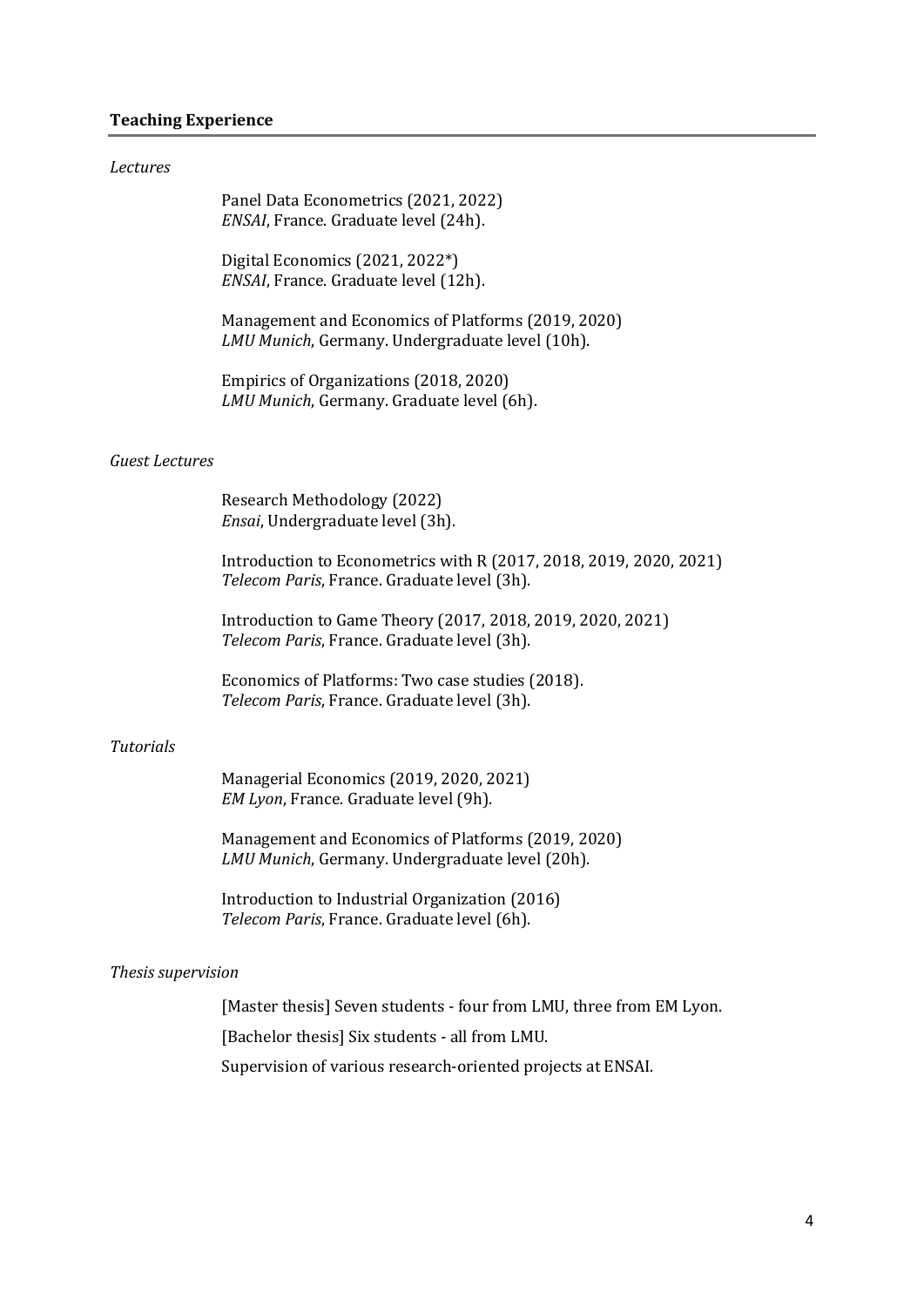**Teaching Experience**

*Lectures*

Panel Data Econometrics (2021, 2022)
*ENSAI*, France. Graduate level (24h).

Digital Economics (2021, 2022*)
*ENSAI*, France. Graduate level (12h).

Management and Economics of Platforms (2019, 2020)
*LMU Munich*, Germany. Undergraduate level (10h).

Empirics of Organizations (2018, 2020)
*LMU Munich*, Germany. Graduate level (6h).

*Guest Lectures*

Research Methodology (2022)
*Ensai*, Undergraduate level (3h).

Introduction to Econometrics with R (2017, 2018, 2019, 2020, 2021)
*Telecom Paris*, France. Graduate level (3h).

Introduction to Game Theory (2017, 2018, 2019, 2020, 2021)
*Telecom Paris*, France. Graduate level (3h).

Economics of Platforms: Two case studies (2018).
*Telecom Paris*, France. Graduate level (3h).

*Tutorials*

Managerial Economics (2019, 2020, 2021)
*EM Lyon*, France. Graduate level (9h).

Management and Economics of Platforms (2019, 2020)
*LMU Munich*, Germany. Undergraduate level (20h).

Introduction to Industrial Organization (2016)
*Telecom Paris*, France. Graduate level (6h).

*Thesis supervision*

[Master thesis] Seven students - four from LMU, three from EM Lyon.

[Bachelor thesis] Six students - all from LMU.

Supervision of various research-oriented projects at ENSAI.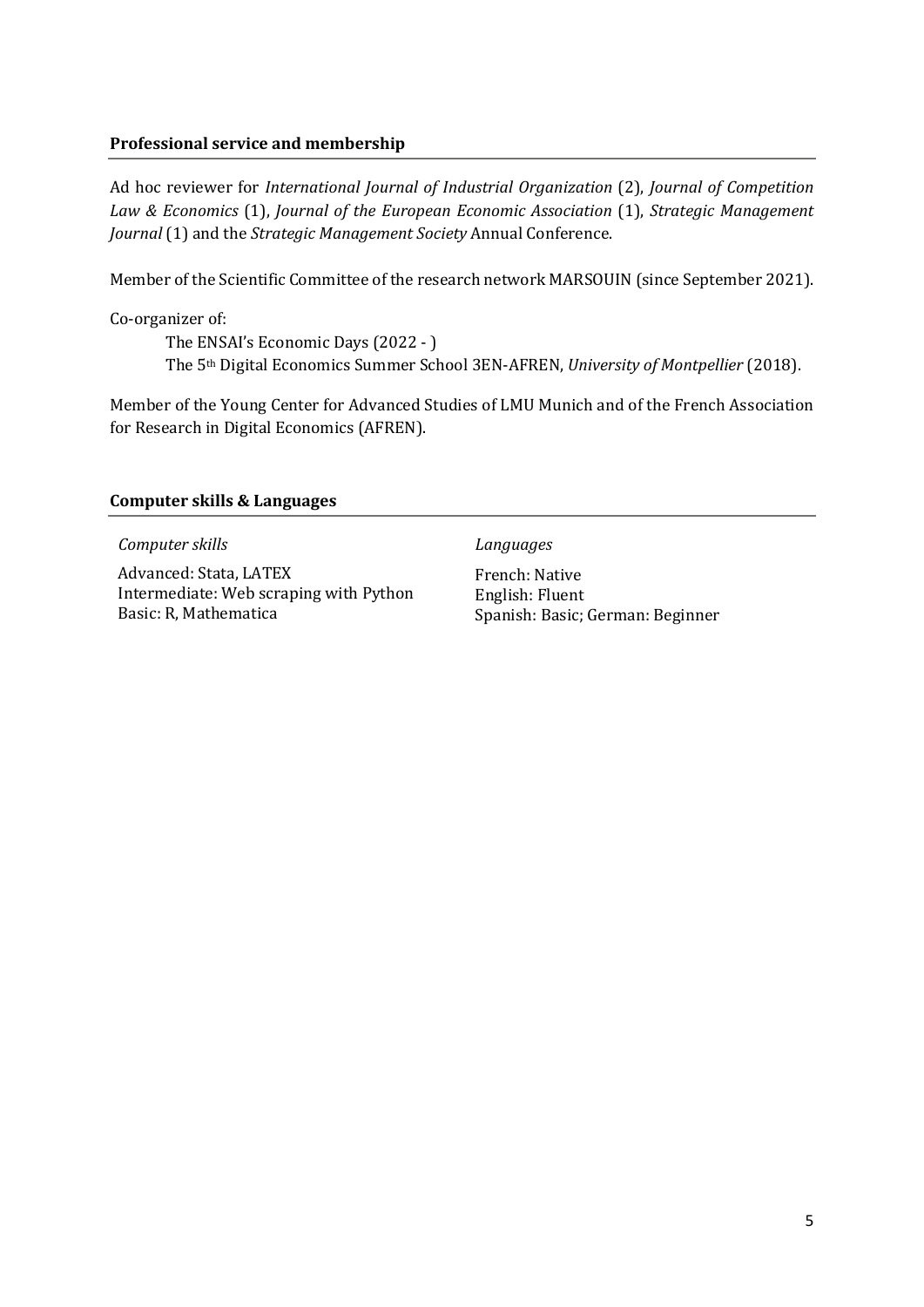## Professional service and membership

Ad hoc reviewer for *International Journal of Industrial Organization* (2), *Journal of Competition Law & Economics* (1), *Journal of the European Economic Association* (1), *Strategic Management Journal* (1) and the *Strategic Management Society* Annual Conference.

Member of the Scientific Committee of the research network MARSOUIN (since September 2021).

Co-organizer of:

The ENSAI's Economic Days (2022 - )
The 5th Digital Economics Summer School 3EN-AFREN, *University of Montpellier* (2018).

Member of the Young Center for Advanced Studies of LMU Munich and of the French Association for Research in Digital Economics (AFREN).

## Computer skills & Languages

*Computer skills*

Advanced: Stata, LATEX
Intermediate: Web scraping with Python
Basic: R, Mathematica

*Languages*

French: Native
English: Fluent
Spanish: Basic; German: Beginner